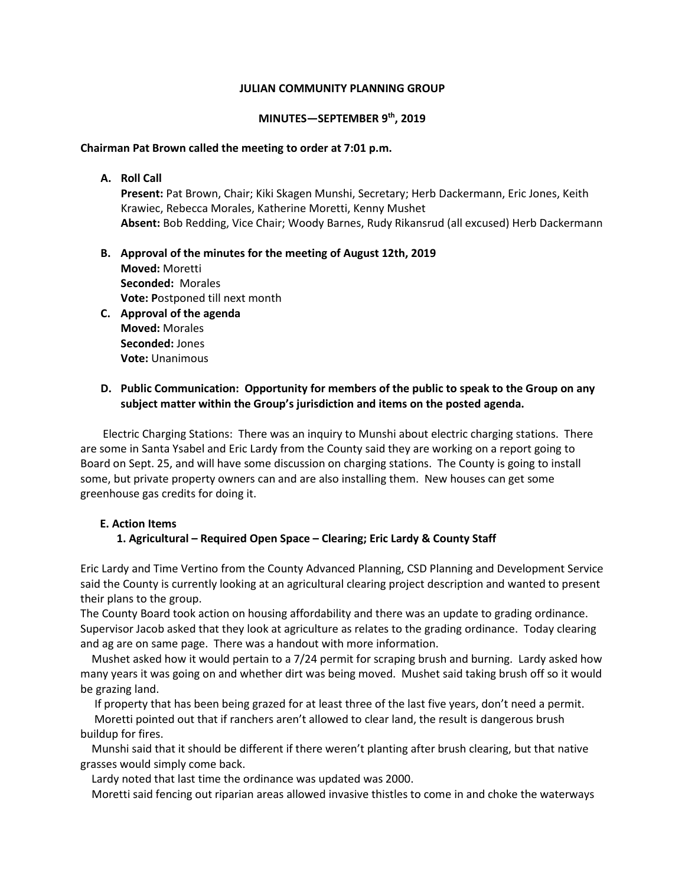**JULIAN COMMUNITY PLANNING GROUP**

**MINUTES—SEPTEMBER 9th, 2019**

**Chairman Pat Brown called the meeting to order at 7:01 p.m.**

**A. Roll Call**

**Present:** Pat Brown, Chair; Kiki Skagen Munshi, Secretary; Herb Dackermann, Eric Jones, Keith Krawiec, Rebecca Morales, Katherine Moretti, Kenny Mushet

**Absent:** Bob Redding, Vice Chair; Woody Barnes, Rudy Rikansrud (all excused) Herb Dackermann

**B. Approval of the minutes for the meeting of August 12th, 2019**

**Moved:** Moretti

**Seconded:** Morales

**Vote: P**ostponed till next month

**C. Approval of the agenda**

**Moved:** Morales

**Seconded:** Jones

**Vote:** Unanimous

**D. Public Communication: Opportunity for members of the public to speak to the Group on any subject matter within the Group's jurisdiction and items on the posted agenda.**

Electric Charging Stations: There was an inquiry to Munshi about electric charging stations. There are some in Santa Ysabel and Eric Lardy from the County said they are working on a report going to Board on Sept. 25, and will have some discussion on charging stations. The County is going to install some, but private property owners can and are also installing them. New houses can get some greenhouse gas credits for doing it.

**E. Action Items**

**1. Agricultural – Required Open Space – Clearing; Eric Lardy & County Staff**

Eric Lardy and Time Vertino from the County Advanced Planning, CSD Planning and Development Service said the County is currently looking at an agricultural clearing project description and wanted to present their plans to the group.

The County Board took action on housing affordability and there was an update to grading ordinance. Supervisor Jacob asked that they look at agriculture as relates to the grading ordinance. Today clearing and ag are on same page. There was a handout with more information.

Mushet asked how it would pertain to a 7/24 permit for scraping brush and burning. Lardy asked how many years it was going on and whether dirt was being moved. Mushet said taking brush off so it would be grazing land.

If property that has been being grazed for at least three of the last five years, don't need a permit.

Moretti pointed out that if ranchers aren't allowed to clear land, the result is dangerous brush buildup for fires.

Munshi said that it should be different if there weren't planting after brush clearing, but that native grasses would simply come back.

Lardy noted that last time the ordinance was updated was 2000.

Moretti said fencing out riparian areas allowed invasive thistles to come in and choke the waterways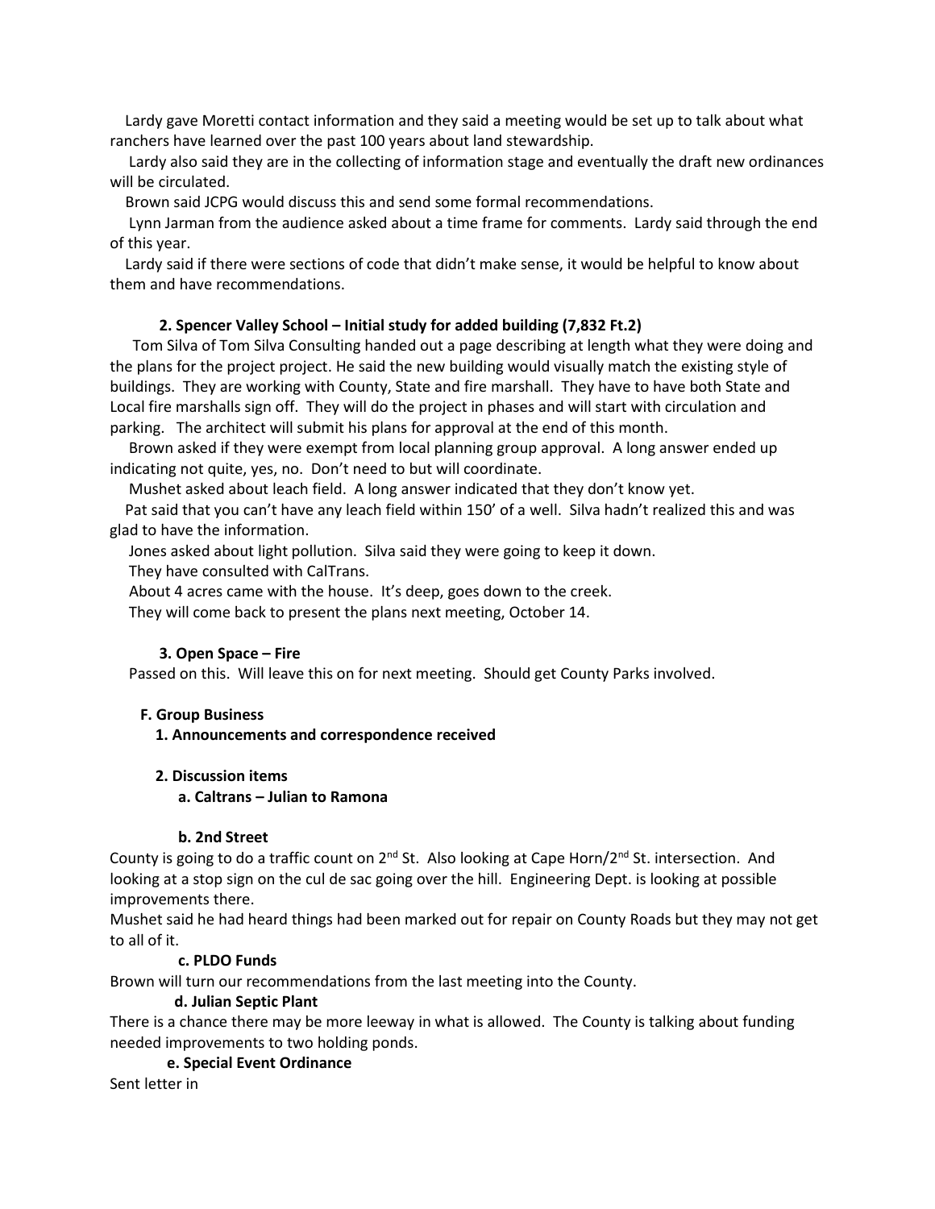Lardy gave Moretti contact information and they said a meeting would be set up to talk about what ranchers have learned over the past 100 years about land stewardship.

Lardy also said they are in the collecting of information stage and eventually the draft new ordinances will be circulated.

Brown said JCPG would discuss this and send some formal recommendations.

Lynn Jarman from the audience asked about a time frame for comments. Lardy said through the end of this year.

Lardy said if there were sections of code that didn't make sense, it would be helpful to know about them and have recommendations.

**2. Spencer Valley School – Initial study for added building (7,832 Ft.2)**

Tom Silva of Tom Silva Consulting handed out a page describing at length what they were doing and the plans for the project project. He said the new building would visually match the existing style of buildings. They are working with County, State and fire marshall. They have to have both State and Local fire marshalls sign off. They will do the project in phases and will start with circulation and parking. The architect will submit his plans for approval at the end of this month.

Brown asked if they were exempt from local planning group approval. A long answer ended up indicating not quite, yes, no. Don't need to but will coordinate.

Mushet asked about leach field. A long answer indicated that they don't know yet.

Pat said that you can't have any leach field within 150' of a well. Silva hadn't realized this and was glad to have the information.

Jones asked about light pollution. Silva said they were going to keep it down.

They have consulted with CalTrans.

About 4 acres came with the house. It's deep, goes down to the creek.

They will come back to present the plans next meeting, October 14.

**3. Open Space – Fire**

Passed on this. Will leave this on for next meeting. Should get County Parks involved.

**F. Group Business**

**1. Announcements and correspondence received**

**2. Discussion items**

**a. Caltrans – Julian to Ramona**

**b. 2nd Street**

County is going to do a traffic count on 2nd St. Also looking at Cape Horn/2nd St. intersection. And looking at a stop sign on the cul de sac going over the hill. Engineering Dept. is looking at possible improvements there.

Mushet said he had heard things had been marked out for repair on County Roads but they may not get to all of it.

**c. PLDO Funds**

Brown will turn our recommendations from the last meeting into the County.

**d. Julian Septic Plant**

There is a chance there may be more leeway in what is allowed. The County is talking about funding needed improvements to two holding ponds.

**e. Special Event Ordinance**

Sent letter in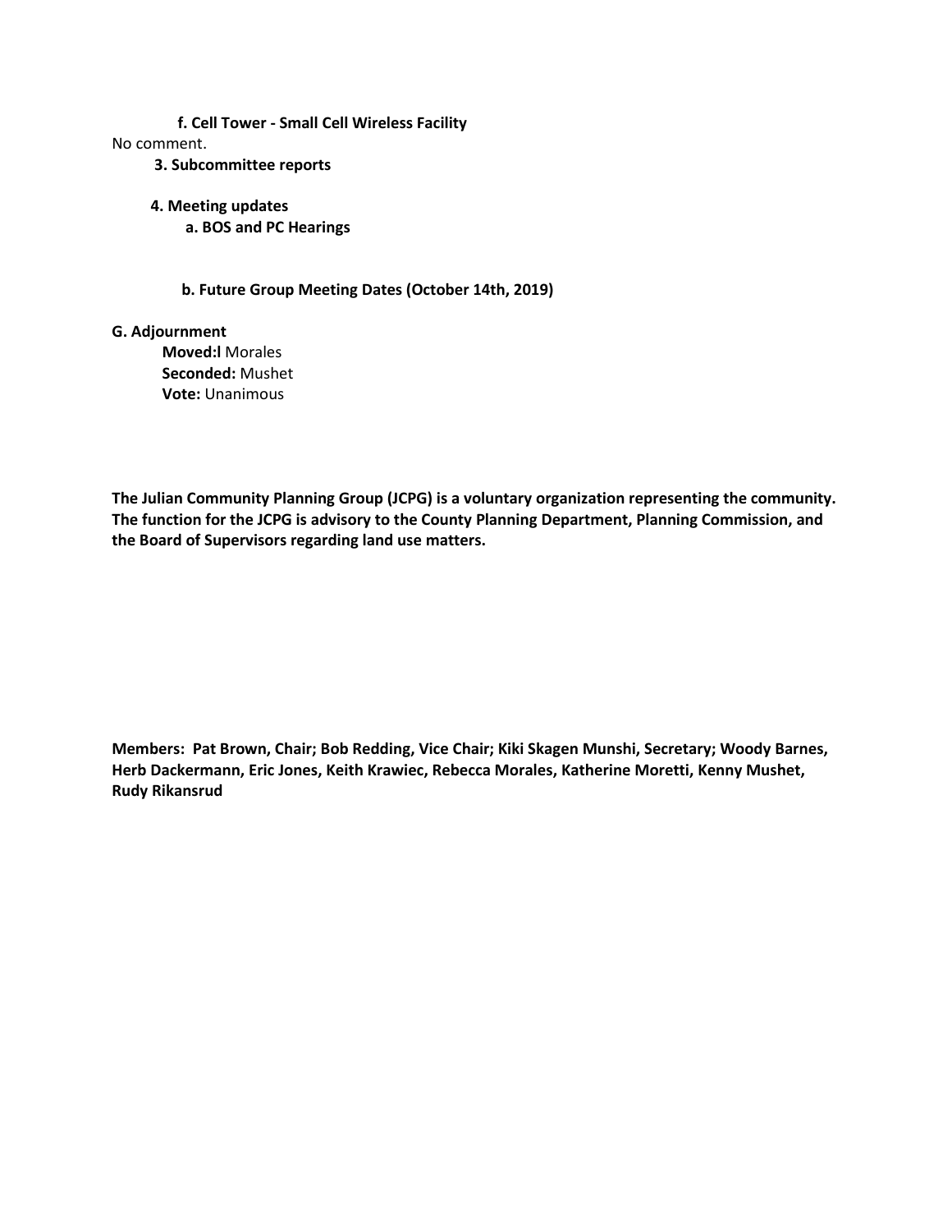**f. Cell Tower - Small Cell Wireless Facility**

No comment.

**3. Subcommittee reports**

**4. Meeting updates**

**a. BOS and PC Hearings**

**b. Future Group Meeting Dates (October 14th, 2019)**

**G. Adjournment**

**Moved:l** Morales
**Seconded:** Mushet
**Vote:** Unanimous

**The Julian Community Planning Group (JCPG) is a voluntary organization representing the community. The function for the JCPG is advisory to the County Planning Department, Planning Commission, and the Board of Supervisors regarding land use matters.**

**Members: Pat Brown, Chair; Bob Redding, Vice Chair; Kiki Skagen Munshi, Secretary; Woody Barnes, Herb Dackermann, Eric Jones, Keith Krawiec, Rebecca Morales, Katherine Moretti, Kenny Mushet, Rudy Rikansrud**